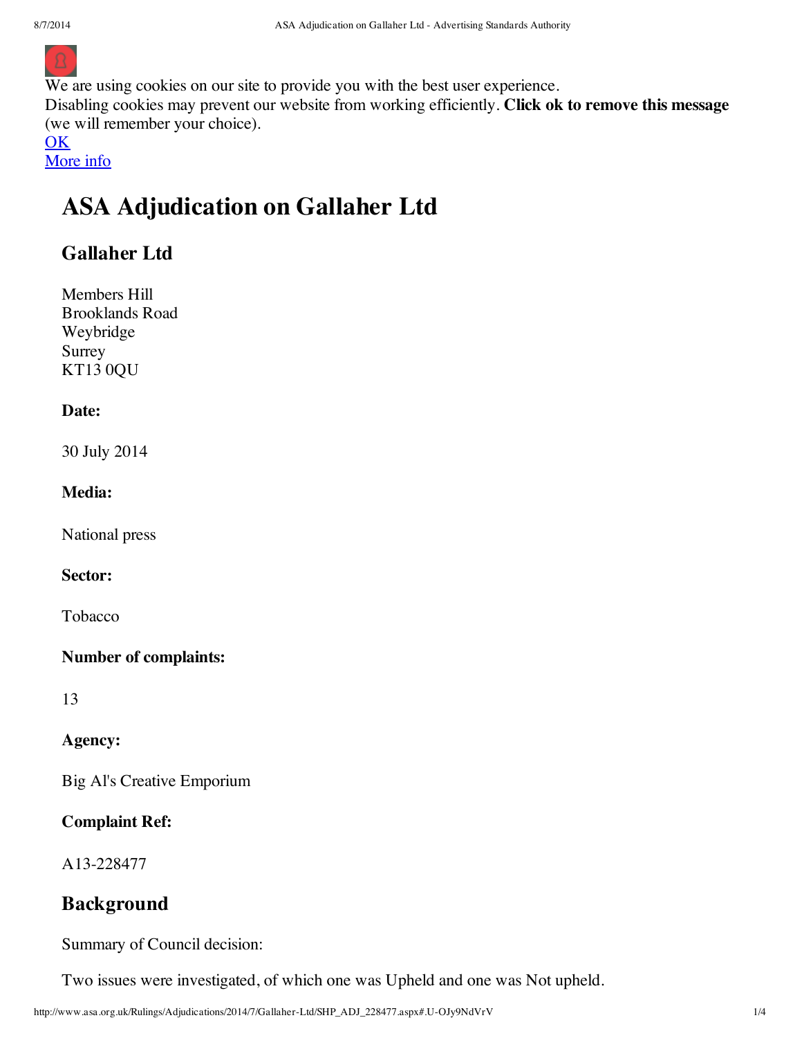We are using cookies on our site to provide you with the best user experience.
Disabling cookies may prevent our website from working efficiently. **Click ok to remove this message** (we will remember your choice).
OK
More info

# ASA Adjudication on Gallaher Ltd

## Gallaher Ltd

Members Hill
Brooklands Road
Weybridge
Surrey
KT13 0QU

**Date:**

30 July 2014

**Media:**

National press

**Sector:**

Tobacco

**Number of complaints:**

13

**Agency:**

Big Al's Creative Emporium

**Complaint Ref:**

A13-228477

## Background

Summary of Council decision:

Two issues were investigated, of which one was Upheld and one was Not upheld.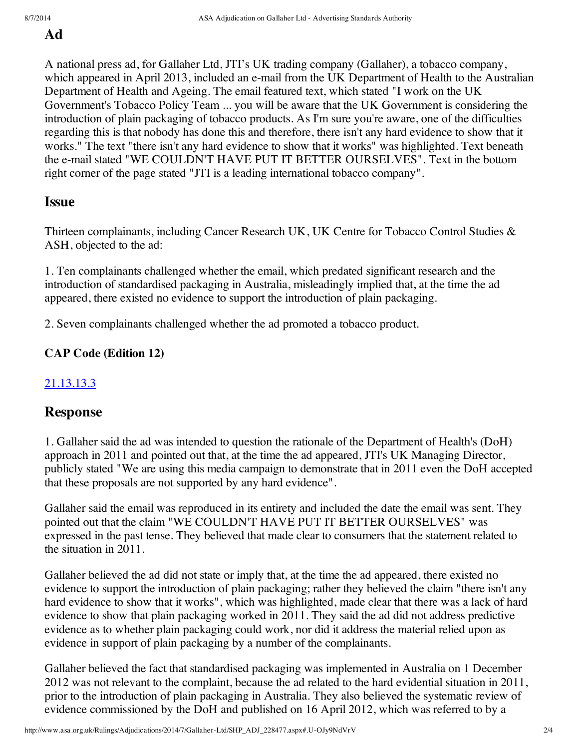## Ad

A national press ad, for Gallaher Ltd, JTI's UK trading company (Gallaher), a tobacco company, which appeared in April 2013, included an e-mail from the UK Department of Health to the Australian Department of Health and Ageing. The email featured text, which stated "I work on the UK Government's Tobacco Policy Team ... you will be aware that the UK Government is considering the introduction of plain packaging of tobacco products. As I'm sure you're aware, one of the difficulties regarding this is that nobody has done this and therefore, there isn't any hard evidence to show that it works." The text "there isn't any hard evidence to show that it works" was highlighted. Text beneath the e-mail stated "WE COULDN'T HAVE PUT IT BETTER OURSELVES". Text in the bottom right corner of the page stated "JTI is a leading international tobacco company".

## Issue

Thirteen complainants, including Cancer Research UK, UK Centre for Tobacco Control Studies & ASH, objected to the ad:

1. Ten complainants challenged whether the email, which predated significant research and the introduction of standardised packaging in Australia, misleadingly implied that, at the time the ad appeared, there existed no evidence to support the introduction of plain packaging.

2. Seven complainants challenged whether the ad promoted a tobacco product.

### CAP Code (Edition 12)

21.13.13.3

## Response

1. Gallaher said the ad was intended to question the rationale of the Department of Health's (DoH) approach in 2011 and pointed out that, at the time the ad appeared, JTI's UK Managing Director, publicly stated "We are using this media campaign to demonstrate that in 2011 even the DoH accepted that these proposals are not supported by any hard evidence".

Gallaher said the email was reproduced in its entirety and included the date the email was sent. They pointed out that the claim "WE COULDN'T HAVE PUT IT BETTER OURSELVES" was expressed in the past tense. They believed that made clear to consumers that the statement related to the situation in 2011.

Gallaher believed the ad did not state or imply that, at the time the ad appeared, there existed no evidence to support the introduction of plain packaging; rather they believed the claim "there isn't any hard evidence to show that it works", which was highlighted, made clear that there was a lack of hard evidence to show that plain packaging worked in 2011. They said the ad did not address predictive evidence as to whether plain packaging could work, nor did it address the material relied upon as evidence in support of plain packaging by a number of the complainants.

Gallaher believed the fact that standardised packaging was implemented in Australia on 1 December 2012 was not relevant to the complaint, because the ad related to the hard evidential situation in 2011, prior to the introduction of plain packaging in Australia. They also believed the systematic review of evidence commissioned by the DoH and published on 16 April 2012, which was referred to by a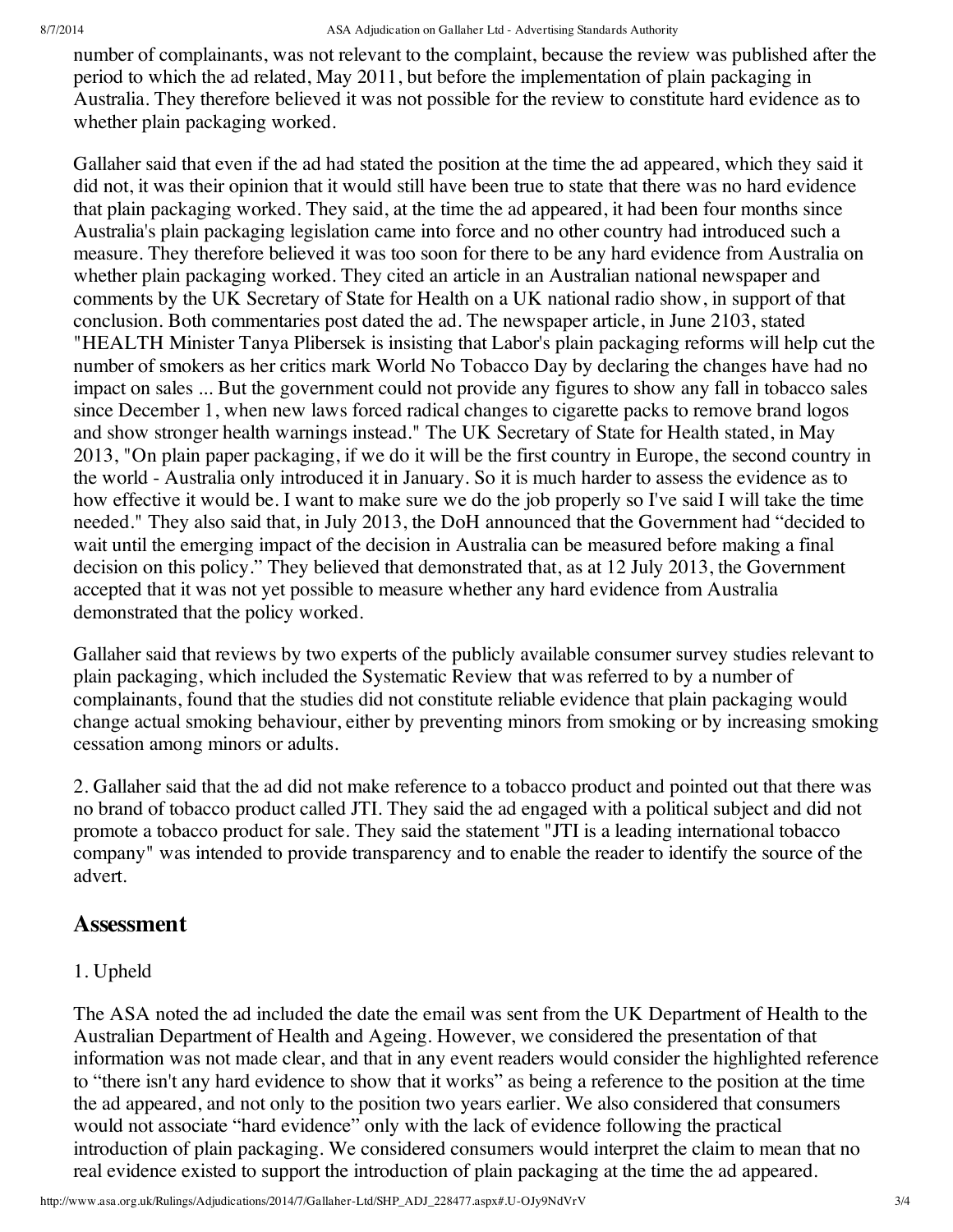number of complainants, was not relevant to the complaint, because the review was published after the period to which the ad related, May 2011, but before the implementation of plain packaging in Australia. They therefore believed it was not possible for the review to constitute hard evidence as to whether plain packaging worked.

Gallaher said that even if the ad had stated the position at the time the ad appeared, which they said it did not, it was their opinion that it would still have been true to state that there was no hard evidence that plain packaging worked. They said, at the time the ad appeared, it had been four months since Australia's plain packaging legislation came into force and no other country had introduced such a measure. They therefore believed it was too soon for there to be any hard evidence from Australia on whether plain packaging worked. They cited an article in an Australian national newspaper and comments by the UK Secretary of State for Health on a UK national radio show, in support of that conclusion. Both commentaries post dated the ad. The newspaper article, in June 2103, stated "HEALTH Minister Tanya Plibersek is insisting that Labor's plain packaging reforms will help cut the number of smokers as her critics mark World No Tobacco Day by declaring the changes have had no impact on sales ... But the government could not provide any figures to show any fall in tobacco sales since December 1, when new laws forced radical changes to cigarette packs to remove brand logos and show stronger health warnings instead." The UK Secretary of State for Health stated, in May 2013, "On plain paper packaging, if we do it will be the first country in Europe, the second country in the world - Australia only introduced it in January. So it is much harder to assess the evidence as to how effective it would be. I want to make sure we do the job properly so I've said I will take the time needed." They also said that, in July 2013, the DoH announced that the Government had "decided to wait until the emerging impact of the decision in Australia can be measured before making a final decision on this policy." They believed that demonstrated that, as at 12 July 2013, the Government accepted that it was not yet possible to measure whether any hard evidence from Australia demonstrated that the policy worked.

Gallaher said that reviews by two experts of the publicly available consumer survey studies relevant to plain packaging, which included the Systematic Review that was referred to by a number of complainants, found that the studies did not constitute reliable evidence that plain packaging would change actual smoking behaviour, either by preventing minors from smoking or by increasing smoking cessation among minors or adults.

2. Gallaher said that the ad did not make reference to a tobacco product and pointed out that there was no brand of tobacco product called JTI. They said the ad engaged with a political subject and did not promote a tobacco product for sale. They said the statement "JTI is a leading international tobacco company" was intended to provide transparency and to enable the reader to identify the source of the advert.

## Assessment

1. Upheld

The ASA noted the ad included the date the email was sent from the UK Department of Health to the Australian Department of Health and Ageing. However, we considered the presentation of that information was not made clear, and that in any event readers would consider the highlighted reference to "there isn't any hard evidence to show that it works" as being a reference to the position at the time the ad appeared, and not only to the position two years earlier. We also considered that consumers would not associate "hard evidence" only with the lack of evidence following the practical introduction of plain packaging. We considered consumers would interpret the claim to mean that no real evidence existed to support the introduction of plain packaging at the time the ad appeared.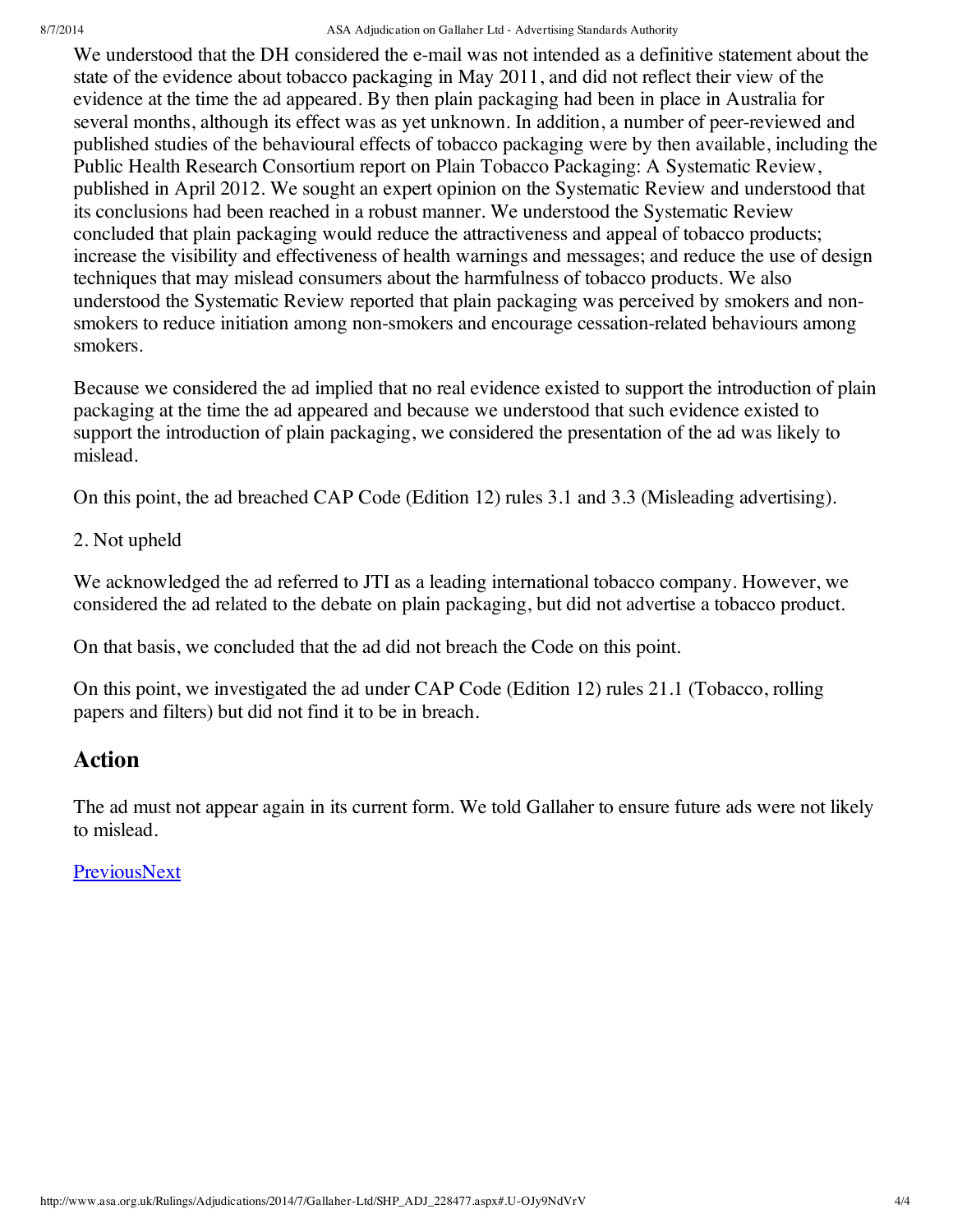We understood that the DH considered the e-mail was not intended as a definitive statement about the state of the evidence about tobacco packaging in May 2011, and did not reflect their view of the evidence at the time the ad appeared. By then plain packaging had been in place in Australia for several months, although its effect was as yet unknown. In addition, a number of peer-reviewed and published studies of the behavioural effects of tobacco packaging were by then available, including the Public Health Research Consortium report on Plain Tobacco Packaging: A Systematic Review, published in April 2012. We sought an expert opinion on the Systematic Review and understood that its conclusions had been reached in a robust manner. We understood the Systematic Review concluded that plain packaging would reduce the attractiveness and appeal of tobacco products; increase the visibility and effectiveness of health warnings and messages; and reduce the use of design techniques that may mislead consumers about the harmfulness of tobacco products. We also understood the Systematic Review reported that plain packaging was perceived by smokers and non-smokers to reduce initiation among non-smokers and encourage cessation-related behaviours among smokers.

Because we considered the ad implied that no real evidence existed to support the introduction of plain packaging at the time the ad appeared and because we understood that such evidence existed to support the introduction of plain packaging, we considered the presentation of the ad was likely to mislead.

On this point, the ad breached CAP Code (Edition 12) rules 3.1 and 3.3 (Misleading advertising).

2. Not upheld

We acknowledged the ad referred to JTI as a leading international tobacco company. However, we considered the ad related to the debate on plain packaging, but did not advertise a tobacco product.

On that basis, we concluded that the ad did not breach the Code on this point.

On this point, we investigated the ad under CAP Code (Edition 12) rules 21.1 (Tobacco, rolling papers and filters) but did not find it to be in breach.

## Action

The ad must not appear again in its current form. We told Gallaher to ensure future ads were not likely to mislead.

PreviousNext